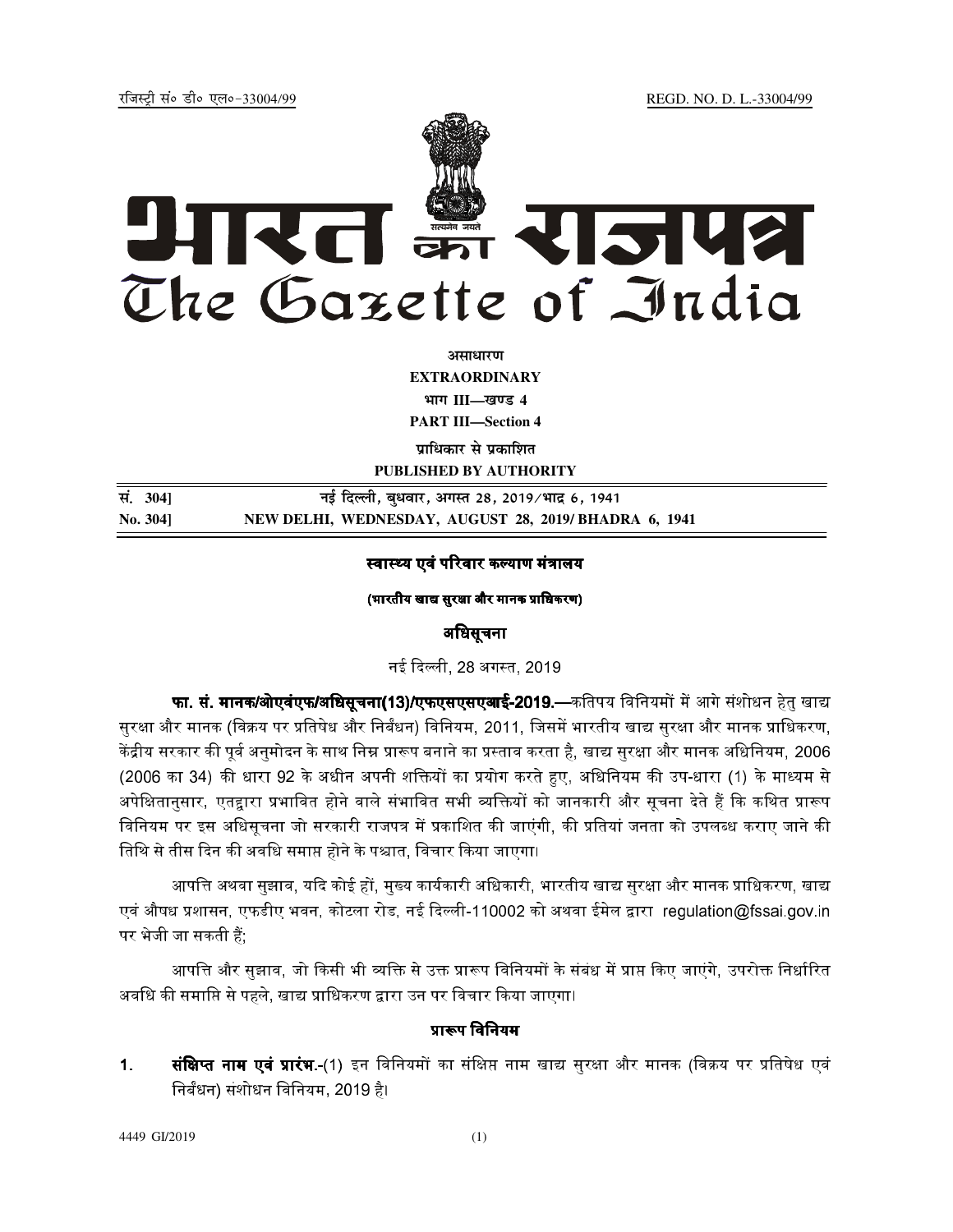रजिस्ट्री सं० डी० एल०-33004/99 REGD. NO. D. L.-33004/99

# भारत का राजपत्र
# The Gazette of India

**असाधारण**

**EXTRAORDINARY**

**भाग III—खण्ड 4**

**PART III—Section 4**

**प्राधिकार से प्रकाशित**

**PUBLISHED BY AUTHORITY**

| | |
|---|---|
| सं. 304] | नई दिल्ली, बुधवार, अगस्त 28, 2019/भाद्र 6, 1941 |
| No. 304] | NEW DELHI, WEDNESDAY, AUGUST 28, 2019/ BHADRA 6, 1941 |

## स्वास्थ्य एवं परिवार कल्याण मंत्रालय

**(भारतीय खाद्य सुरक्षा और मानक प्राधिकरण)**

## अधिसूचना

नई दिल्ली, 28 अगस्त, 2019

**फा. सं. मानक/ओएवंएफ/अधिसूचना(13)/एफएसएसएआई-2019.**—कतिपय विनियमों में आगे संशोधन हेतु खाद्य सुरक्षा और मानक (विक्रय पर प्रतिषेध और निर्बंधन) विनियम, 2011, जिसमें भारतीय खाद्य सुरक्षा और मानक प्राधिकरण, केंद्रीय सरकार की पूर्व अनुमोदन के साथ निम्न प्रारूप बनाने का प्रस्ताव करता है, खाद्य सुरक्षा और मानक अधिनियम, 2006 (2006 का 34) की धारा 92 के अधीन अपनी शक्तियों का प्रयोग करते हुए, अधिनियम की उप-धारा (1) के माध्यम से अपेक्षितानुसार, एतद्वारा प्रभावित होने वाले संभावित सभी व्यक्तियों को जानकारी और सूचना देते हैं कि कथित प्रारूप विनियम पर इस अधिसूचना जो सरकारी राजपत्र में प्रकाशित की जाएंगी, की प्रतियां जनता को उपलब्ध कराए जाने की तिथि से तीस दिन की अवधि समाप्त होने के पश्चात, विचार किया जाएगा।

आपत्ति अथवा सुझाव, यदि कोई हों, मुख्य कार्यकारी अधिकारी, भारतीय खाद्य सुरक्षा और मानक प्राधिकरण, खाद्य एवं औषध प्रशासन, एफडीए भवन, कोटला रोड, नई दिल्ली-110002 को अथवा ईमेल द्वारा regulation@fssai.gov.in पर भेजी जा सकती हैं;

आपत्ति और सुझाव, जो किसी भी व्यक्ति से उक्त प्रारूप विनियमों के संबंध में प्राप्त किए जाएंगे, उपरोक्त निर्धारित अवधि की समाप्ति से पहले, खाद्य प्राधिकरण द्वारा उन पर विचार किया जाएगा।

## प्रारूप विनियम

1. **संक्षिप्त नाम एवं प्रारंभ.**-(1) इन विनियमों का संक्षिप्त नाम खाद्य सुरक्षा और मानक (विक्रय पर प्रतिषेध एवं निर्बंधन) संशोधन विनियम, 2019 है।

4449 GI/2019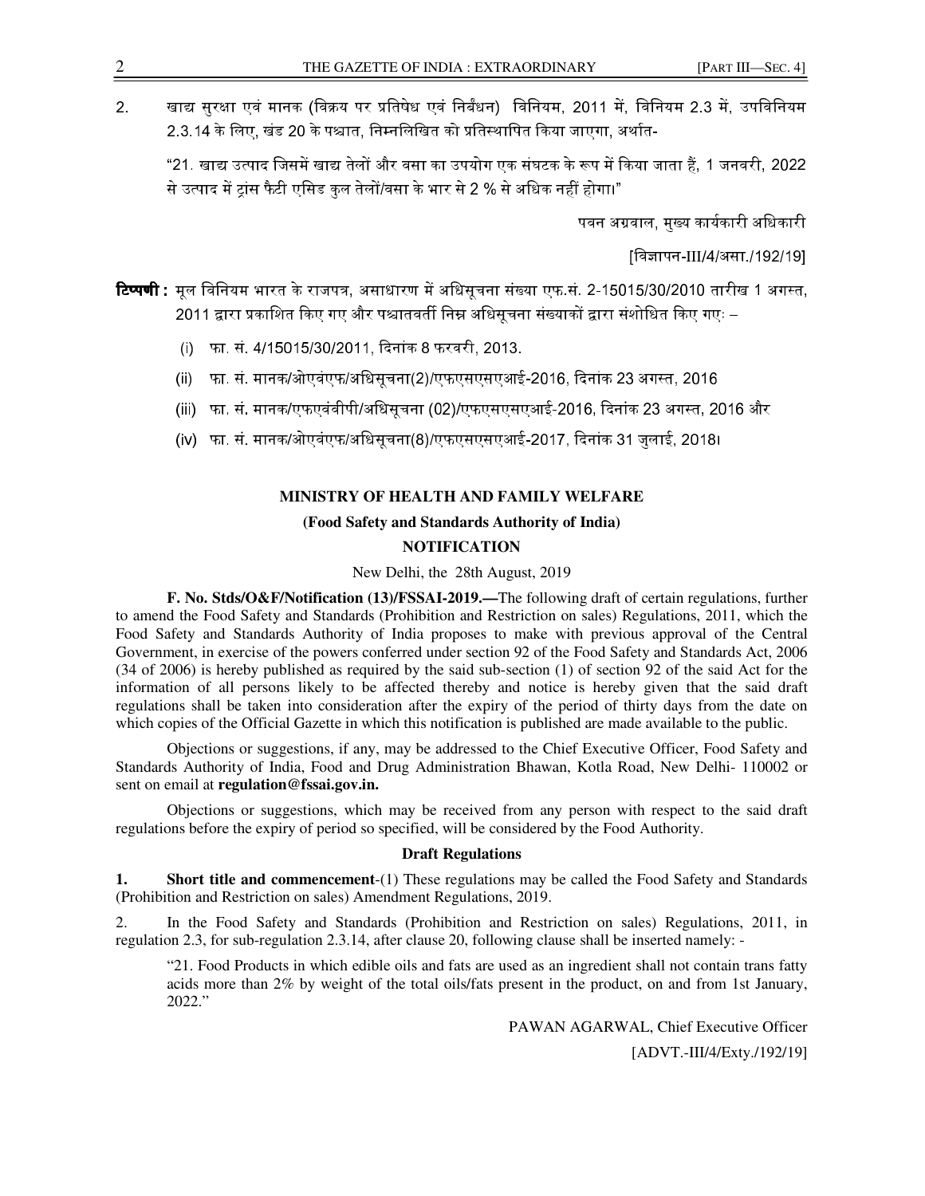2. खाद्य सुरक्षा एवं मानक (विक्रय पर प्रतिषेध एवं निर्बंधन) विनियम, 2011 में, विनियम 2.3 में, उपविनियम 2.3.14 के लिए, खंड 20 के पश्चात, निम्नलिखित को प्रतिस्थापित किया जाएगा, अर्थात-

"21. खाद्य उत्पाद जिसमें खाद्य तेलों और वसा का उपयोग एक संघटक के रूप में किया जाता हैं, 1 जनवरी, 2022 से उत्पाद में ट्रांस फैटी एसिड कुल तेलों/वसा के भार से 2 % से अधिक नहीं होगा।"

पवन अग्रवाल, मुख्य कार्यकारी अधिकारी

[विज्ञापन-III/4/असा./192/19]

**टिप्पणी :** मूल विनियम भारत के राजपत्र, असाधारण में अधिसूचना संख्या एफ.सं. 2-15015/30/2010 तारीख 1 अगस्त, 2011 द्वारा प्रकाशित किए गए और पश्चातवर्ती निम्न अधिसूचना संख्याकों द्वारा संशोधित किए गएः –

(i) फा. सं. 4/15015/30/2011, दिनांक 8 फरवरी, 2013.

(ii) फा. सं. मानक/ओएवंएफ/अधिसूचना(2)/एफएसएसएआई-2016, दिनांक 23 अगस्त, 2016

(iii) फा. सं. मानक/एफएवंवीपी/अधिसूचना (02)/एफएसएसएआई-2016, दिनांक 23 अगस्त, 2016 और

(iv) फा. सं. मानक/ओएवंएफ/अधिसूचना(8)/एफएसएसएआई-2017, दिनांक 31 जुलाई, 2018।

## MINISTRY OF HEALTH AND FAMILY WELFARE

### (Food Safety and Standards Authority of India)

### NOTIFICATION

New Delhi, the 28th August, 2019

**F. No. Stds/O&F/Notification (13)/FSSAI-2019.—**The following draft of certain regulations, further to amend the Food Safety and Standards (Prohibition and Restriction on sales) Regulations, 2011, which the Food Safety and Standards Authority of India proposes to make with previous approval of the Central Government, in exercise of the powers conferred under section 92 of the Food Safety and Standards Act, 2006 (34 of 2006) is hereby published as required by the said sub-section (1) of section 92 of the said Act for the information of all persons likely to be affected thereby and notice is hereby given that the said draft regulations shall be taken into consideration after the expiry of the period of thirty days from the date on which copies of the Official Gazette in which this notification is published are made available to the public.

Objections or suggestions, if any, may be addressed to the Chief Executive Officer, Food Safety and Standards Authority of India, Food and Drug Administration Bhawan, Kotla Road, New Delhi- 110002 or sent on email at **regulation@fssai.gov.in.**

Objections or suggestions, which may be received from any person with respect to the said draft regulations before the expiry of period so specified, will be considered by the Food Authority.

### Draft Regulations

**1. Short title and commencement**-(1) These regulations may be called the Food Safety and Standards (Prohibition and Restriction on sales) Amendment Regulations, 2019.

2. In the Food Safety and Standards (Prohibition and Restriction on sales) Regulations, 2011, in regulation 2.3, for sub-regulation 2.3.14, after clause 20, following clause shall be inserted namely: -

"21. Food Products in which edible oils and fats are used as an ingredient shall not contain trans fatty acids more than 2% by weight of the total oils/fats present in the product, on and from 1st January, 2022."

PAWAN AGARWAL, Chief Executive Officer

[ADVT.-III/4/Exty./192/19]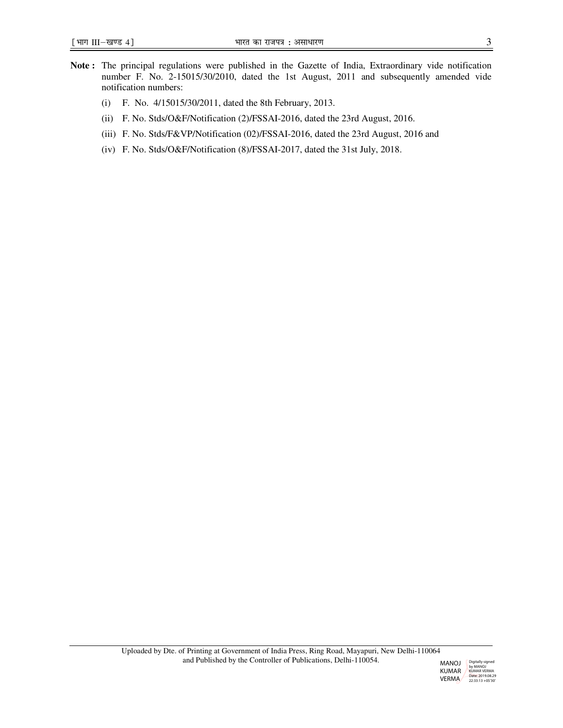**Note :** The principal regulations were published in the Gazette of India, Extraordinary vide notification number F. No. 2-15015/30/2010, dated the 1st August, 2011 and subsequently amended vide notification numbers:

(i) F. No. 4/15015/30/2011, dated the 8th February, 2013.

(ii) F. No. Stds/O&F/Notification (2)/FSSAI-2016, dated the 23rd August, 2016.

(iii) F. No. Stds/F&VP/Notification (02)/FSSAI-2016, dated the 23rd August, 2016 and

(iv) F. No. Stds/O&F/Notification (8)/FSSAI-2017, dated the 31st July, 2018.

Uploaded by Dte. of Printing at Government of India Press, Ring Road, Mayapuri, New Delhi-110064 and Published by the Controller of Publications, Delhi-110054.

MANOJ KUMAR VERMA

Digitally signed by MANOJ KUMAR VERMA
Date: 2019.08.29 22:33:13 +05'30'